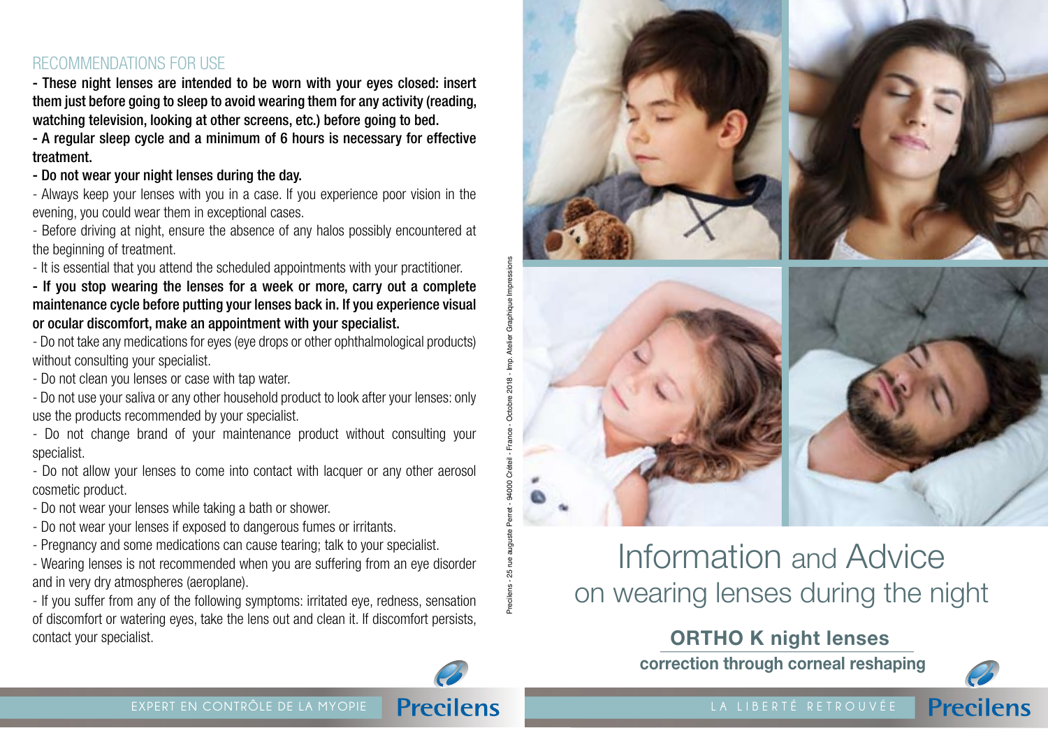## RECOMMENDATIONS FOR USE

**- These night lenses are intended to be worn with your eyes closed: insert them just before going to sleep to avoid wearing them for any activity (reading, watching television, looking at other screens, etc.) before going to bed.**

**- A regular sleep cycle and a minimum of 6 hours is necessary for effective treatment.**

**- Do not wear your night lenses during the day.**

- Always keep your lenses with you in a case. If you experience poor vision in the evening, you could wear them in exceptional cases.

- Before driving at night, ensure the absence of any halos possibly encountered at the beginning of treatment.

- It is essential that you attend the scheduled appointments with your practitioner.

**- If you stop wearing the lenses for a week or more, carry out a complete maintenance cycle before putting your lenses back in. If you experience visual or ocular discomfort, make an appointment with your specialist.**

- Do not take any medications for eyes (eye drops or other ophthalmological products) without consulting your specialist.

- Do not clean you lenses or case with tap water.

- Do not use your saliva or any other household product to look after your lenses: only use the products recommended by your specialist.

- Do not change brand of your maintenance product without consulting your specialist.

- Do not allow your lenses to come into contact with lacquer or any other aerosol cosmetic product.

- Do not wear your lenses while taking a bath or shower.

- Do not wear your lenses if exposed to dangerous fumes or irritants.

- Pregnancy and some medications can cause tearing; talk to your specialist.

- Wearing lenses is not recommended when you are suffering from an eye disorder and in very dry atmospheres (aeroplane).

- If you suffer from any of the following symptoms: irritated eye, redness, sensation of discomfort or watering eyes, take the lens out and clean it. If discomfort persists, contact your specialist.

EXPERT EN CONTRÔLE DE LA MYOPIE **Precilens**

Precilens - 25 rue auguste Perret - 94000 Créteil - France - Octobre 2018 - Imp. Atelier Graphique Impressions

# Information and Advice on wearing lenses during the night

## ORTHO K night lenses

**correction through corneal reshaping**

LA LIBERTÉ RETROUVÉE **Precilens**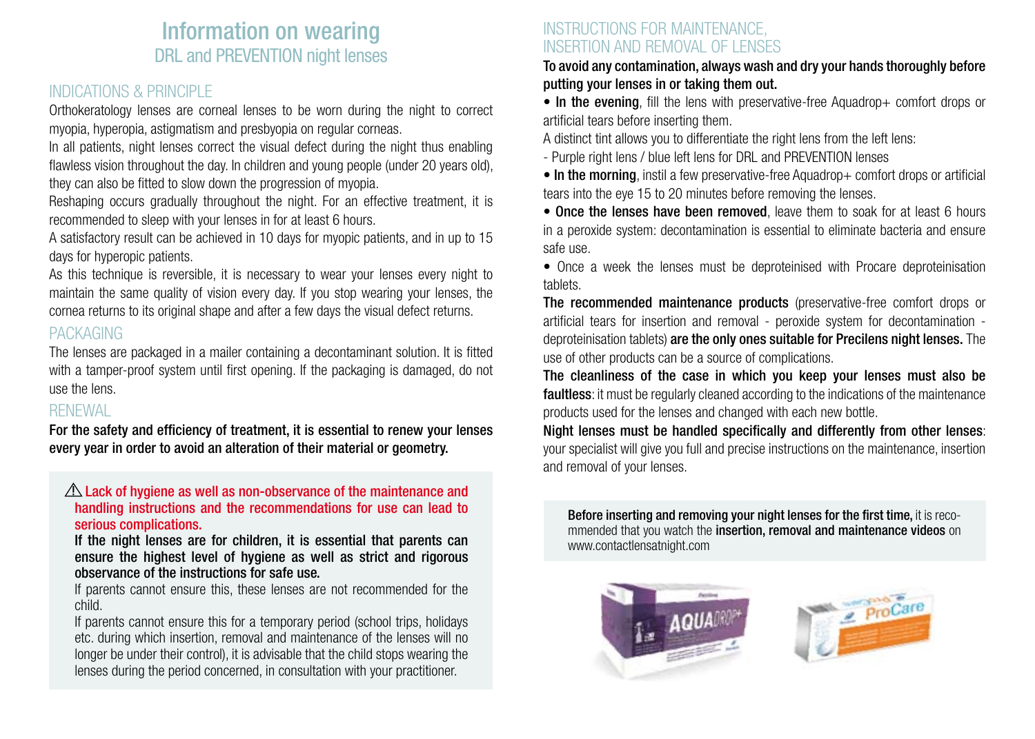# Information on wearing
## DRL and PREVENTION night lenses

### INDICATIONS & PRINCIPLE

Orthokeratology lenses are corneal lenses to be worn during the night to correct myopia, hyperopia, astigmatism and presbyopia on regular corneas.

In all patients, night lenses correct the visual defect during the night thus enabling flawless vision throughout the day. In children and young people (under 20 years old), they can also be fitted to slow down the progression of myopia.

Reshaping occurs gradually throughout the night. For an effective treatment, it is recommended to sleep with your lenses in for at least 6 hours.

A satisfactory result can be achieved in 10 days for myopic patients, and in up to 15 days for hyperopic patients.

As this technique is reversible, it is necessary to wear your lenses every night to maintain the same quality of vision every day. If you stop wearing your lenses, the cornea returns to its original shape and after a few days the visual defect returns.

### PACKAGING

The lenses are packaged in a mailer containing a decontaminant solution. It is fitted with a tamper-proof system until first opening. If the packaging is damaged, do not use the lens.

### RENEWAL

**For the safety and efficiency of treatment, it is essential to renew your lenses every year in order to avoid an alteration of their material or geometry.**

⚠ **Lack of hygiene as well as non-observance of the maintenance and handling instructions and the recommendations for use can lead to serious complications.**

**If the night lenses are for children, it is essential that parents can ensure the highest level of hygiene as well as strict and rigorous observance of the instructions for safe use.**

If parents cannot ensure this, these lenses are not recommended for the child.

If parents cannot ensure this for a temporary period (school trips, holidays etc. during which insertion, removal and maintenance of the lenses will no longer be under their control), it is advisable that the child stops wearing the lenses during the period concerned, in consultation with your practitioner.

### INSTRUCTIONS FOR MAINTENANCE, INSERTION AND REMOVAL OF LENSES

**To avoid any contamination, always wash and dry your hands thoroughly before putting your lenses in or taking them out.**

- **In the evening**, fill the lens with preservative-free Aquadrop+ comfort drops or artificial tears before inserting them.

A distinct tint allows you to differentiate the right lens from the left lens:

- Purple right lens / blue left lens for DRL and PREVENTION lenses

- **In the morning**, instil a few preservative-free Aquadrop+ comfort drops or artificial tears into the eye 15 to 20 minutes before removing the lenses.
- **Once the lenses have been removed**, leave them to soak for at least 6 hours in a peroxide system: decontamination is essential to eliminate bacteria and ensure safe use.
- Once a week the lenses must be deproteinised with Procare deproteinisation tablets.

**The recommended maintenance products** (preservative-free comfort drops or artificial tears for insertion and removal - peroxide system for decontamination - deproteinisation tablets) **are the only ones suitable for Precilens night lenses.** The use of other products can be a source of complications.

**The cleanliness of the case in which you keep your lenses must also be faultless**: it must be regularly cleaned according to the indications of the maintenance products used for the lenses and changed with each new bottle.

**Night lenses must be handled specifically and differently from other lenses**: your specialist will give you full and precise instructions on the maintenance, insertion and removal of your lenses.

**Before inserting and removing your night lenses for the first time,** it is recommended that you watch the **insertion, removal and maintenance videos** on www.contactlensatnight.com